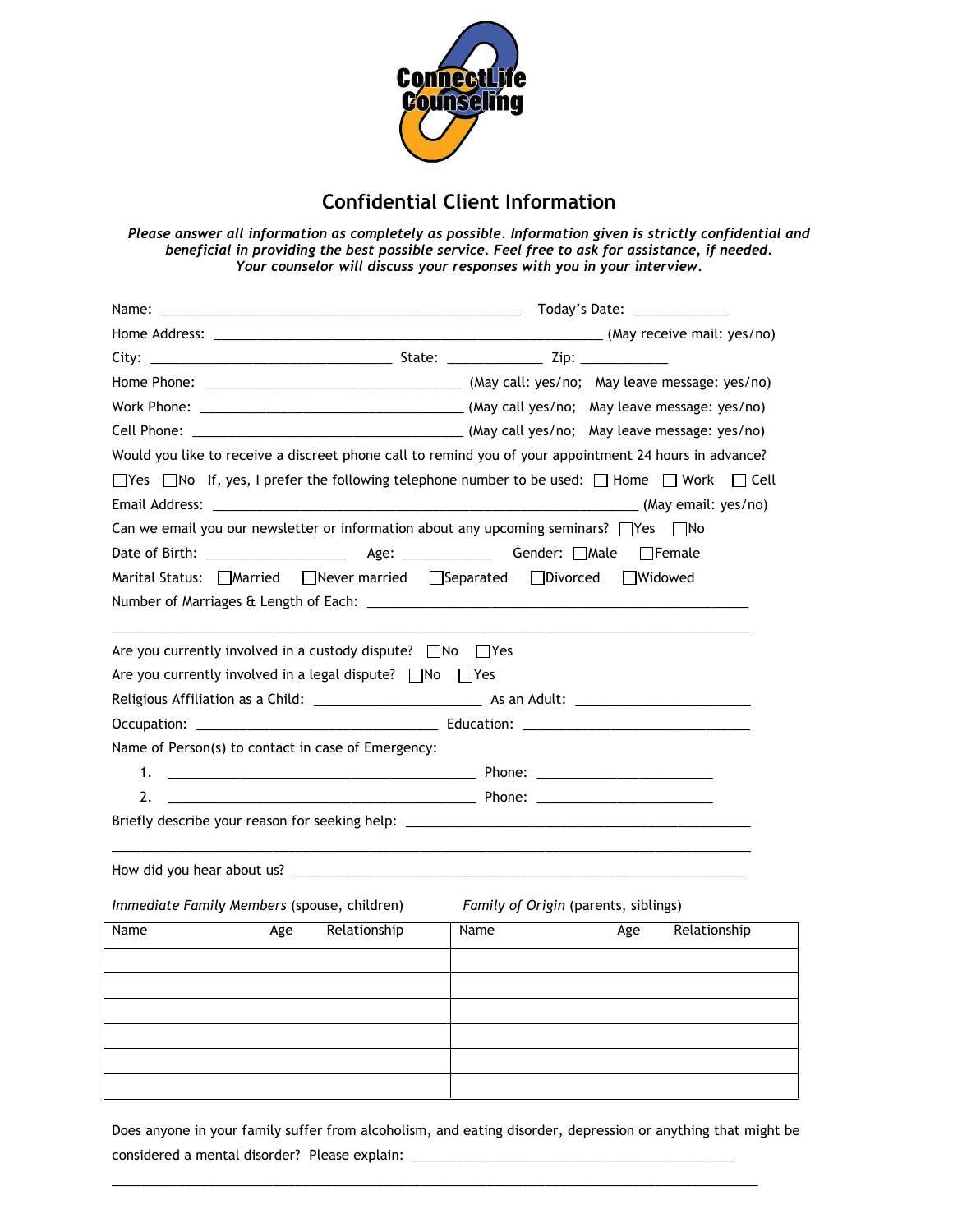ConnectLife Counseling

# Confidential Client Information

***Please answer all information as completely as possible. Information given is strictly confidential and beneficial in providing the best possible service. Feel free to ask for assistance, if needed. Your counselor will discuss your responses with you in your interview.***

Name: ______________________________________________ Today's Date: ____________

Home Address: __________________________________________________ (May receive mail: yes/no)

City: ______________________________ State: ____________ Zip: ____________

Home Phone: ________________________________ (May call: yes/no; May leave message: yes/no)

Work Phone: _________________________________ (May call yes/no; May leave message: yes/no)

Cell Phone: __________________________________ (May call yes/no; May leave message: yes/no)

Would you like to receive a discreet phone call to remind you of your appointment 24 hours in advance?

☐Yes ☐No If, yes, I prefer the following telephone number to be used: ☐ Home ☐ Work ☐ Cell

Email Address: ______________________________________________________ (May email: yes/no)

Can we email you our newsletter or information about any upcoming seminars? ☐Yes ☐No

Date of Birth: _________________ Age: ___________ Gender: ☐Male ☐Female

Marital Status: ☐Married ☐Never married ☐Separated ☐Divorced ☐Widowed

Number of Marriages & Length of Each: ________________________________________________

_______________________________________________________________________________

Are you currently involved in a custody dispute? ☐No ☐Yes

Are you currently involved in a legal dispute? ☐No ☐Yes

Religious Affiliation as a Child: _____________________ As an Adult: ______________________

Occupation: ______________________________ Education: ____________________________

Name of Person(s) to contact in case of Emergency:

1. _______________________________________ Phone: ______________________
2. _______________________________________ Phone: ______________________

Briefly describe your reason for seeking help: _____________________________________________

_______________________________________________________________________________

How did you hear about us? ______________________________________________________

*Immediate Family Members* (spouse, children) | *Family of Origin* (parents, siblings)

| Name | Age | Relationship | Name | Age | Relationship |
|---|---|---|---|---|---|
| | | | | | |
| | | | | | |
| | | | | | |
| | | | | | |
| | | | | | |
| | | | | | |

Does anyone in your family suffer from alcoholism, and eating disorder, depression or anything that might be considered a mental disorder? Please explain: ____________________________________________

_______________________________________________________________________________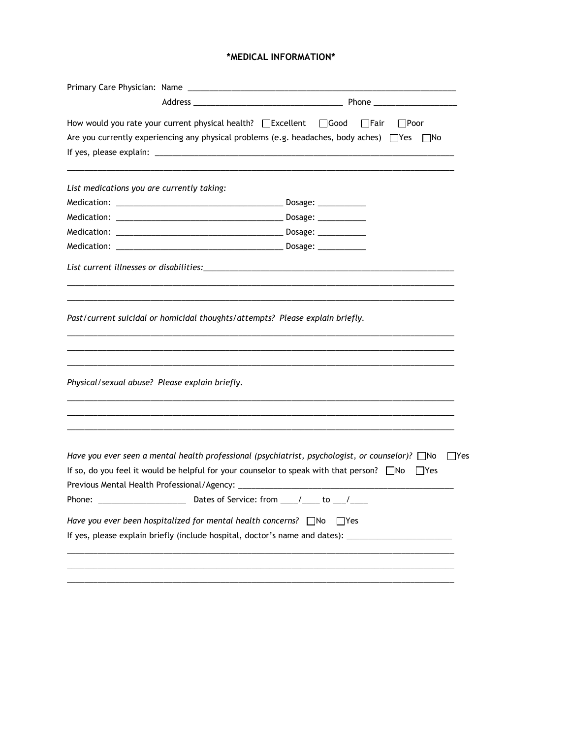# *MEDICAL INFORMATION*

Primary Care Physician: Name ___________________________________________________________

Address _________________________________ Phone ___________________

How would you rate your current physical health? ☐Excellent ☐Good ☐Fair ☐Poor

Are you currently experiencing any physical problems (e.g. headaches, body aches) ☐Yes ☐No

If yes, please explain: ___________________________________________________________________

_____________________________________________________________________________________

*List medications you are currently taking:*

Medication: _____________________________________ Dosage: ___________

Medication: _____________________________________ Dosage: ___________

Medication: _____________________________________ Dosage: ___________

Medication: _____________________________________ Dosage: ___________

*List current illnesses or disabilities:*_________________________________________________________

_____________________________________________________________________________________

_____________________________________________________________________________________

*Past/current suicidal or homicidal thoughts/attempts? Please explain briefly.*

_____________________________________________________________________________________

_____________________________________________________________________________________

_____________________________________________________________________________________

*Physical/sexual abuse? Please explain briefly.*

_____________________________________________________________________________________

_____________________________________________________________________________________

_____________________________________________________________________________________

*Have you ever seen a mental health professional (psychiatrist, psychologist, or counselor)?* ☐No ☐Yes

If so, do you feel it would be helpful for your counselor to speak with that person? ☐No ☐Yes

Previous Mental Health Professional/Agency: __________________________________________________

Phone: ____________________ Dates of Service: from ____/____ to ___/____

*Have you ever been hospitalized for mental health concerns?* ☐No ☐Yes

If yes, please explain briefly (include hospital, doctor's name and dates): ________________________

_____________________________________________________________________________________

_____________________________________________________________________________________

_____________________________________________________________________________________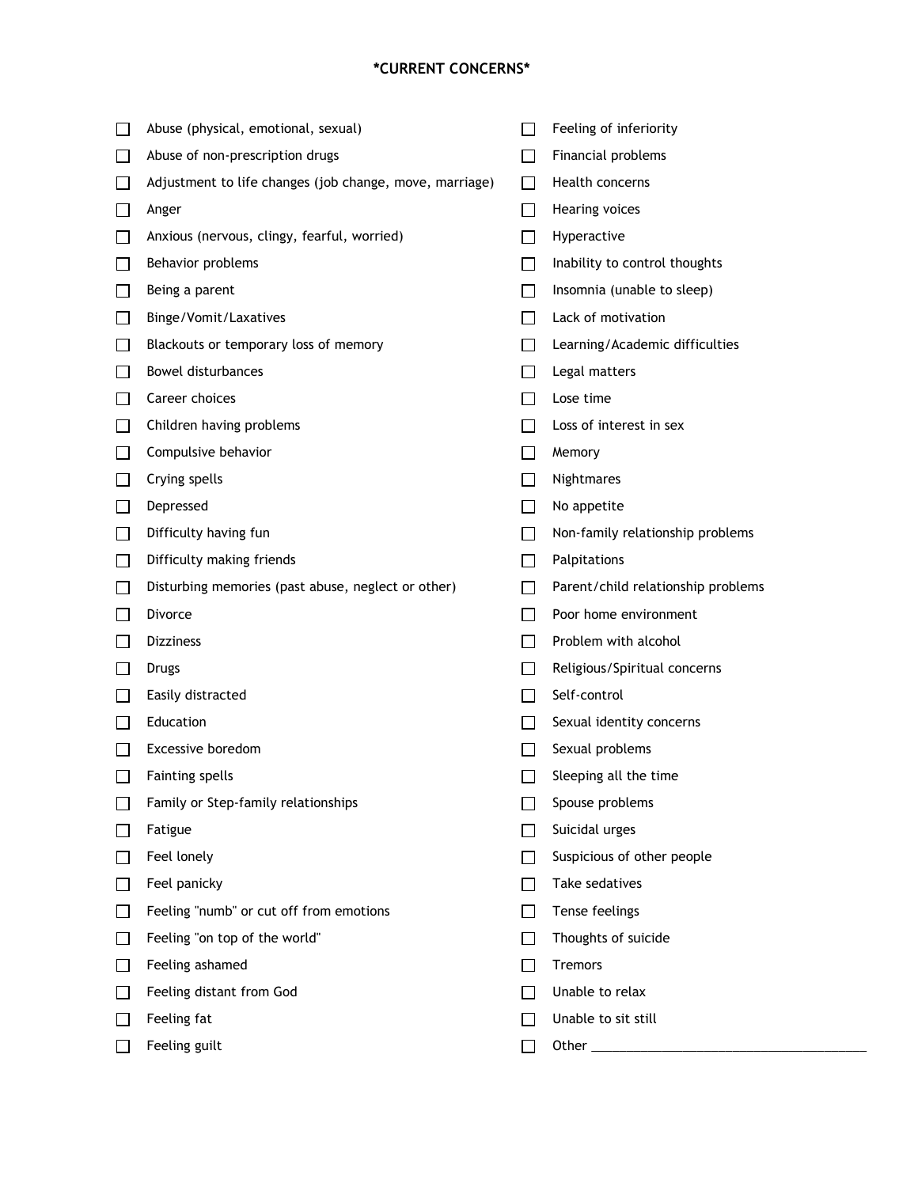**\*CURRENT CONCERNS\***

- [ ] Abuse (physical, emotional, sexual)
- [ ] Abuse of non-prescription drugs
- [ ] Adjustment to life changes (job change, move, marriage)
- [ ] Anger
- [ ] Anxious (nervous, clingy, fearful, worried)
- [ ] Behavior problems
- [ ] Being a parent
- [ ] Binge/Vomit/Laxatives
- [ ] Blackouts or temporary loss of memory
- [ ] Bowel disturbances
- [ ] Career choices
- [ ] Children having problems
- [ ] Compulsive behavior
- [ ] Crying spells
- [ ] Depressed
- [ ] Difficulty having fun
- [ ] Difficulty making friends
- [ ] Disturbing memories (past abuse, neglect or other)
- [ ] Divorce
- [ ] Dizziness
- [ ] Drugs
- [ ] Easily distracted
- [ ] Education
- [ ] Excessive boredom
- [ ] Fainting spells
- [ ] Family or Step-family relationships
- [ ] Fatigue
- [ ] Feel lonely
- [ ] Feel panicky
- [ ] Feeling "numb" or cut off from emotions
- [ ] Feeling "on top of the world"
- [ ] Feeling ashamed
- [ ] Feeling distant from God
- [ ] Feeling fat
- [ ] Feeling guilt
- [ ] Feeling of inferiority
- [ ] Financial problems
- [ ] Health concerns
- [ ] Hearing voices
- [ ] Hyperactive
- [ ] Inability to control thoughts
- [ ] Insomnia (unable to sleep)
- [ ] Lack of motivation
- [ ] Learning/Academic difficulties
- [ ] Legal matters
- [ ] Lose time
- [ ] Loss of interest in sex
- [ ] Memory
- [ ] Nightmares
- [ ] No appetite
- [ ] Non-family relationship problems
- [ ] Palpitations
- [ ] Parent/child relationship problems
- [ ] Poor home environment
- [ ] Problem with alcohol
- [ ] Religious/Spiritual concerns
- [ ] Self-control
- [ ] Sexual identity concerns
- [ ] Sexual problems
- [ ] Sleeping all the time
- [ ] Spouse problems
- [ ] Suicidal urges
- [ ] Suspicious of other people
- [ ] Take sedatives
- [ ] Tense feelings
- [ ] Thoughts of suicide
- [ ] Tremors
- [ ] Unable to relax
- [ ] Unable to sit still
- [ ] Other ________________________________________